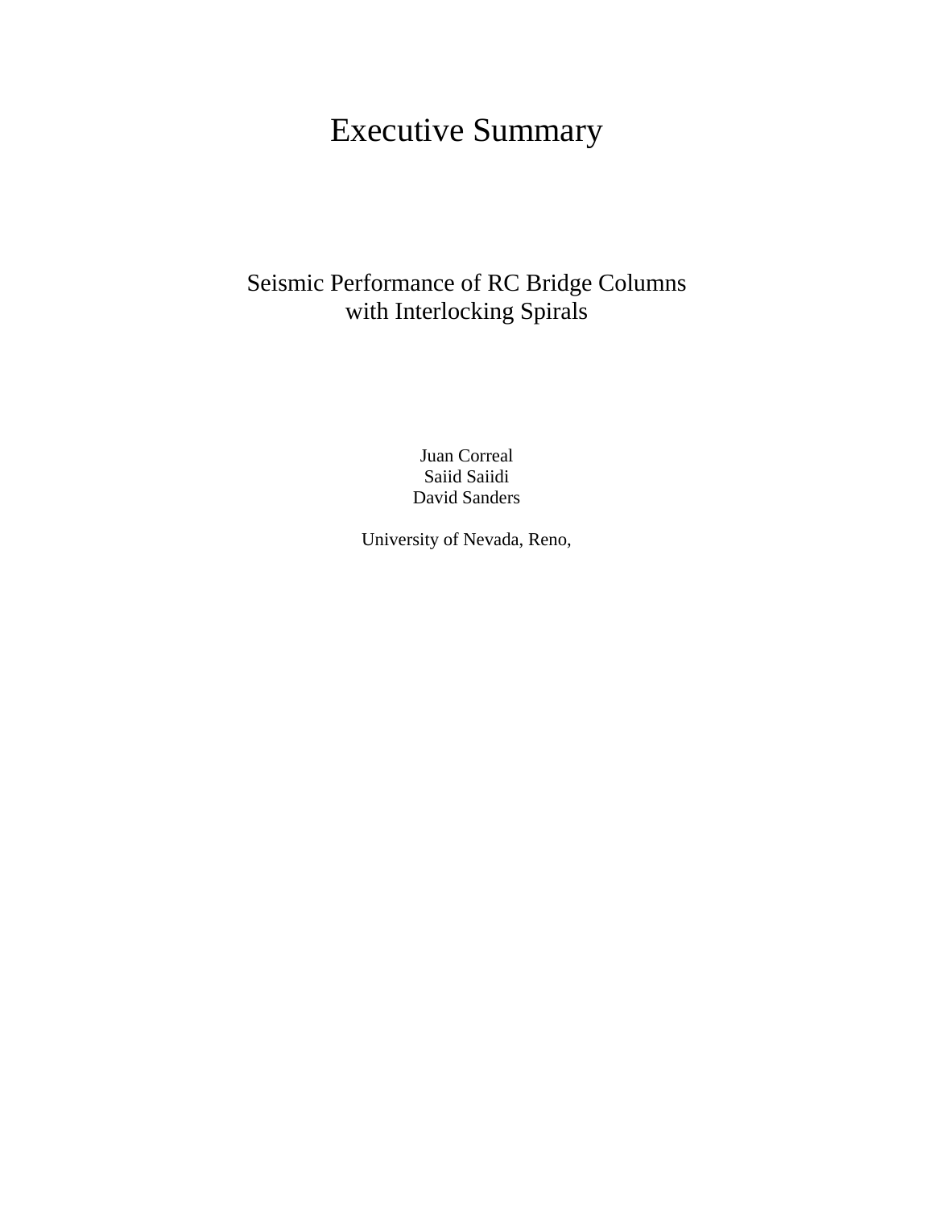# Executive Summary

## Seismic Performance of RC Bridge Columns with Interlocking Spirals

Juan Correal
Saiid Saiidi
David Sanders

University of Nevada, Reno,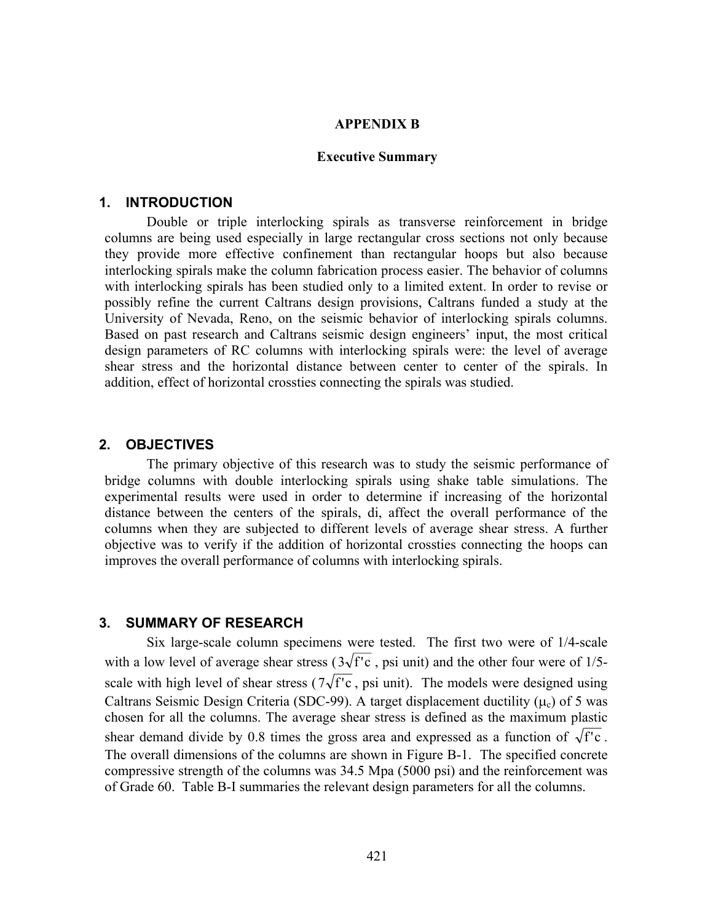# APPENDIX B

## Executive Summary

### 1. INTRODUCTION

Double or triple interlocking spirals as transverse reinforcement in bridge columns are being used especially in large rectangular cross sections not only because they provide more effective confinement than rectangular hoops but also because interlocking spirals make the column fabrication process easier. The behavior of columns with interlocking spirals has been studied only to a limited extent. In order to revise or possibly refine the current Caltrans design provisions, Caltrans funded a study at the University of Nevada, Reno, on the seismic behavior of interlocking spirals columns. Based on past research and Caltrans seismic design engineers' input, the most critical design parameters of RC columns with interlocking spirals were: the level of average shear stress and the horizontal distance between center to center of the spirals. In addition, effect of horizontal crossties connecting the spirals was studied.

### 2. OBJECTIVES

The primary objective of this research was to study the seismic performance of bridge columns with double interlocking spirals using shake table simulations. The experimental results were used in order to determine if increasing of the horizontal distance between the centers of the spirals, di, affect the overall performance of the columns when they are subjected to different levels of average shear stress. A further objective was to verify if the addition of horizontal crossties connecting the hoops can improves the overall performance of columns with interlocking spirals.

### 3. SUMMARY OF RESEARCH

Six large-scale column specimens were tested. The first two were of 1/4-scale with a low level of average shear stress ($3\sqrt{f'c}$, psi unit) and the other four were of 1/5-scale with high level of shear stress ($7\sqrt{f'c}$, psi unit). The models were designed using Caltrans Seismic Design Criteria (SDC-99). A target displacement ductility ($\mu_c$) of 5 was chosen for all the columns. The average shear stress is defined as the maximum plastic shear demand divide by 0.8 times the gross area and expressed as a function of $\sqrt{f'c}$. The overall dimensions of the columns are shown in Figure B-1. The specified concrete compressive strength of the columns was 34.5 Mpa (5000 psi) and the reinforcement was of Grade 60. Table B-I summaries the relevant design parameters for all the columns.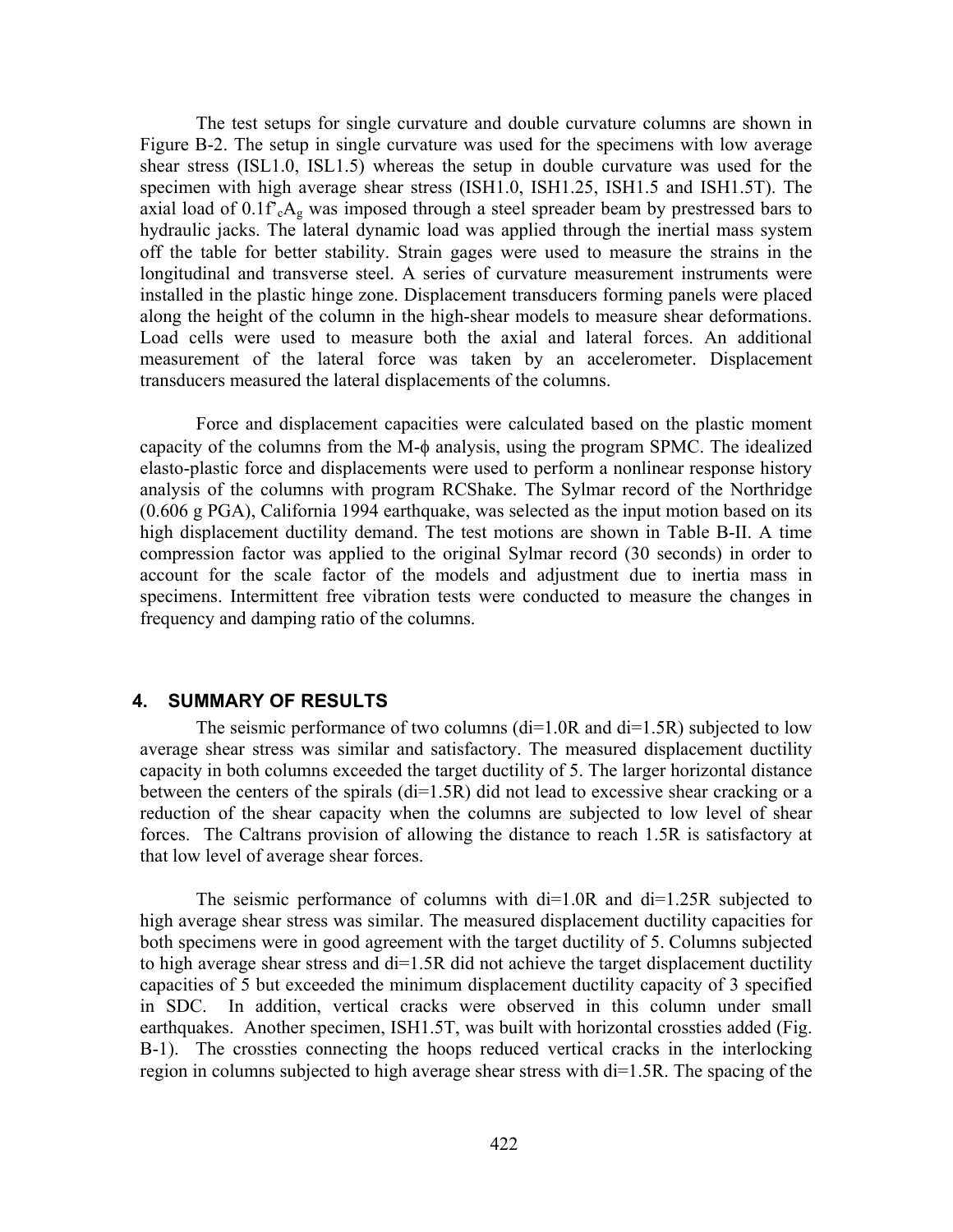The test setups for single curvature and double curvature columns are shown in Figure B-2. The setup in single curvature was used for the specimens with low average shear stress (ISL1.0, ISL1.5) whereas the setup in double curvature was used for the specimen with high average shear stress (ISH1.0, ISH1.25, ISH1.5 and ISH1.5T). The axial load of $0.1f'_cA_g$ was imposed through a steel spreader beam by prestressed bars to hydraulic jacks. The lateral dynamic load was applied through the inertial mass system off the table for better stability. Strain gages were used to measure the strains in the longitudinal and transverse steel. A series of curvature measurement instruments were installed in the plastic hinge zone. Displacement transducers forming panels were placed along the height of the column in the high-shear models to measure shear deformations. Load cells were used to measure both the axial and lateral forces. An additional measurement of the lateral force was taken by an accelerometer. Displacement transducers measured the lateral displacements of the columns.

Force and displacement capacities were calculated based on the plastic moment capacity of the columns from the M-$\phi$ analysis, using the program SPMC. The idealized elasto-plastic force and displacements were used to perform a nonlinear response history analysis of the columns with program RCShake. The Sylmar record of the Northridge (0.606 g PGA), California 1994 earthquake, was selected as the input motion based on its high displacement ductility demand. The test motions are shown in Table B-II. A time compression factor was applied to the original Sylmar record (30 seconds) in order to account for the scale factor of the models and adjustment due to inertia mass in specimens. Intermittent free vibration tests were conducted to measure the changes in frequency and damping ratio of the columns.

## 4. SUMMARY OF RESULTS

The seismic performance of two columns (di=1.0R and di=1.5R) subjected to low average shear stress was similar and satisfactory. The measured displacement ductility capacity in both columns exceeded the target ductility of 5. The larger horizontal distance between the centers of the spirals (di=1.5R) did not lead to excessive shear cracking or a reduction of the shear capacity when the columns are subjected to low level of shear forces. The Caltrans provision of allowing the distance to reach 1.5R is satisfactory at that low level of average shear forces.

The seismic performance of columns with di=1.0R and di=1.25R subjected to high average shear stress was similar. The measured displacement ductility capacities for both specimens were in good agreement with the target ductility of 5. Columns subjected to high average shear stress and di=1.5R did not achieve the target displacement ductility capacities of 5 but exceeded the minimum displacement ductility capacity of 3 specified in SDC. In addition, vertical cracks were observed in this column under small earthquakes. Another specimen, ISH1.5T, was built with horizontal crossties added (Fig. B-1). The crossties connecting the hoops reduced vertical cracks in the interlocking region in columns subjected to high average shear stress with di=1.5R. The spacing of the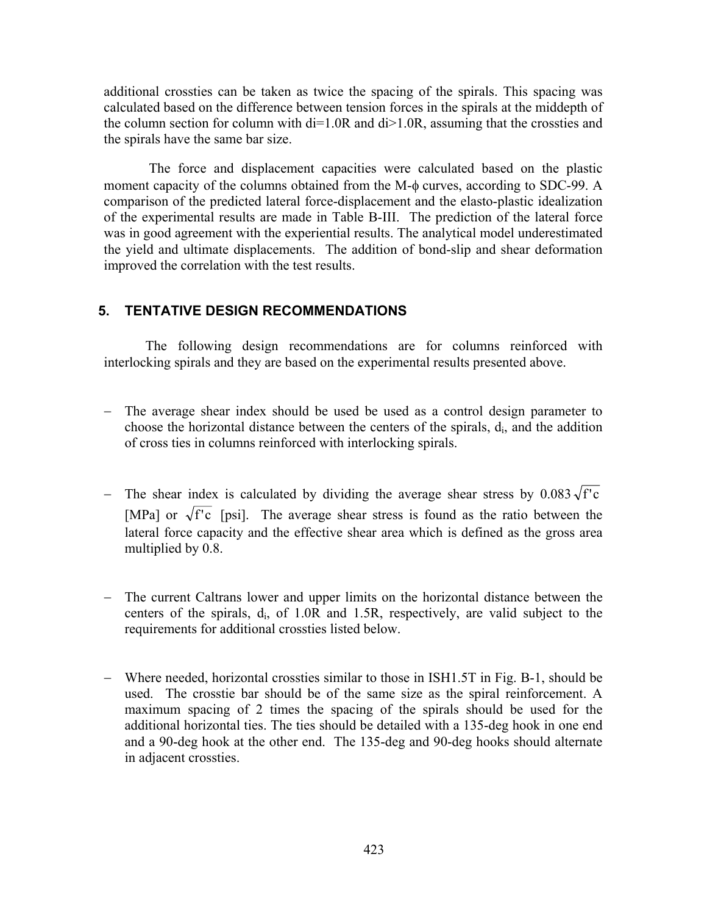additional crossties can be taken as twice the spacing of the spirals. This spacing was calculated based on the difference between tension forces in the spirals at the middepth of the column section for column with di=1.0R and di>1.0R, assuming that the crossties and the spirals have the same bar size.

The force and displacement capacities were calculated based on the plastic moment capacity of the columns obtained from the M-$\phi$ curves, according to SDC-99. A comparison of the predicted lateral force-displacement and the elasto-plastic idealization of the experimental results are made in Table B-III. The prediction of the lateral force was in good agreement with the experiential results. The analytical model underestimated the yield and ultimate displacements. The addition of bond-slip and shear deformation improved the correlation with the test results.

## 5. TENTATIVE DESIGN RECOMMENDATIONS

The following design recommendations are for columns reinforced with interlocking spirals and they are based on the experimental results presented above.

- The average shear index should be used be used as a control design parameter to choose the horizontal distance between the centers of the spirals, $d_i$, and the addition of cross ties in columns reinforced with interlocking spirals.

- The shear index is calculated by dividing the average shear stress by $0.083\sqrt{f'c}$ [MPa] or $\sqrt{f'c}$ [psi]. The average shear stress is found as the ratio between the lateral force capacity and the effective shear area which is defined as the gross area multiplied by 0.8.

- The current Caltrans lower and upper limits on the horizontal distance between the centers of the spirals, $d_i$, of 1.0R and 1.5R, respectively, are valid subject to the requirements for additional crossties listed below.

- Where needed, horizontal crossties similar to those in ISH1.5T in Fig. B-1, should be used. The crosstie bar should be of the same size as the spiral reinforcement. A maximum spacing of 2 times the spacing of the spirals should be used for the additional horizontal ties. The ties should be detailed with a 135-deg hook in one end and a 90-deg hook at the other end. The 135-deg and 90-deg hooks should alternate in adjacent crossties.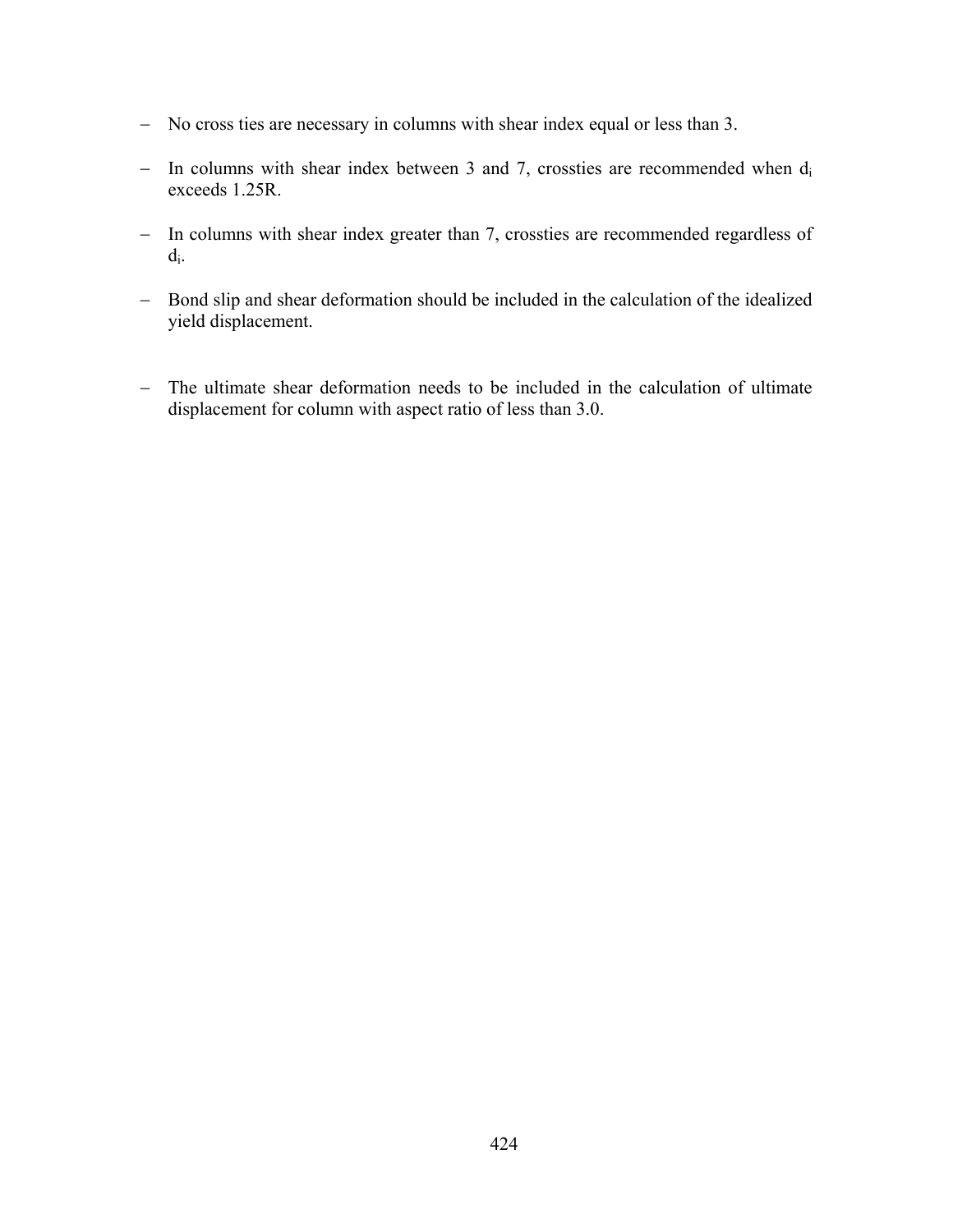- No cross ties are necessary in columns with shear index equal or less than 3.

- In columns with shear index between 3 and 7, crossties are recommended when $d_i$ exceeds 1.25R.

- In columns with shear index greater than 7, crossties are recommended regardless of $d_i$.

- Bond slip and shear deformation should be included in the calculation of the idealized yield displacement.

- The ultimate shear deformation needs to be included in the calculation of ultimate displacement for column with aspect ratio of less than 3.0.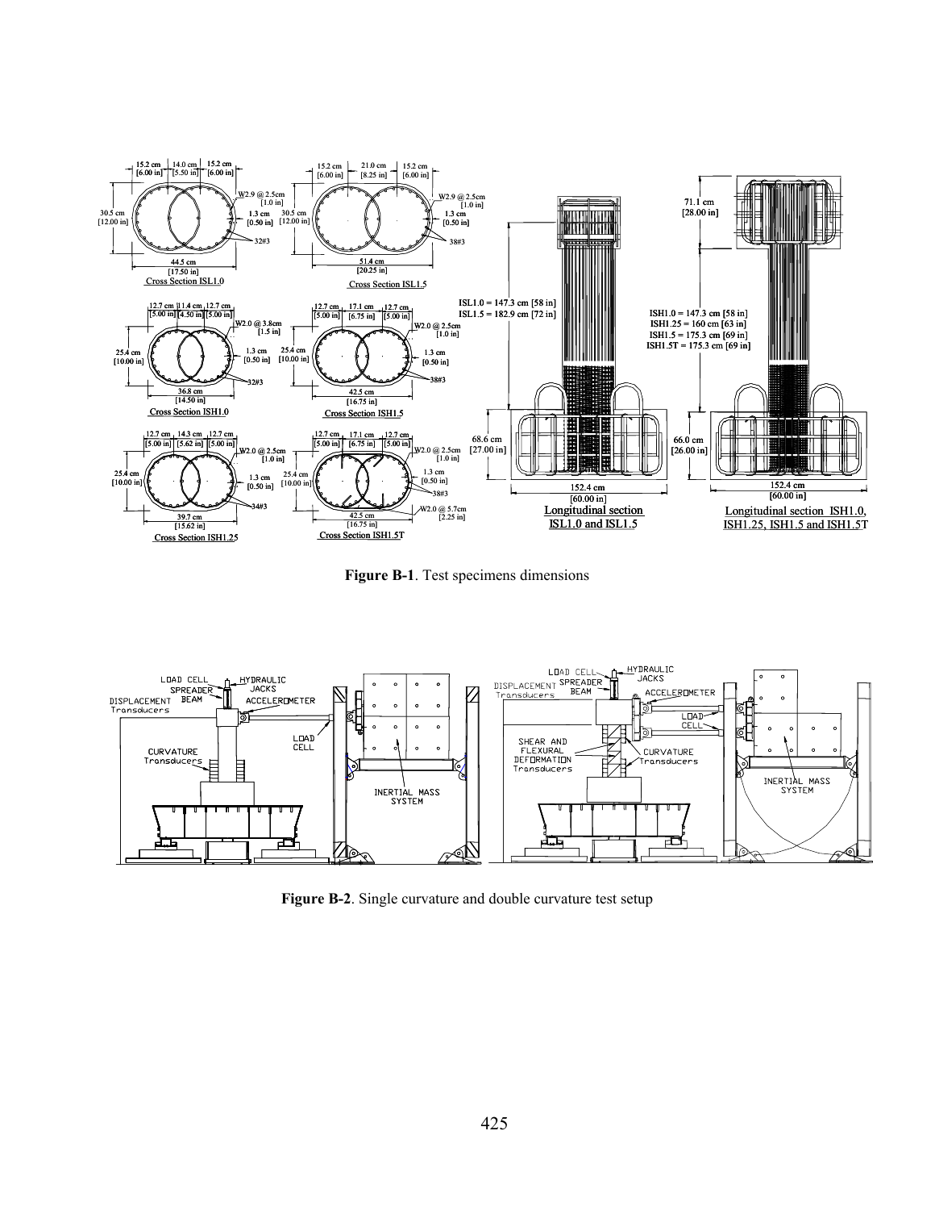**Figure B-1**. Test specimens dimensions

**Figure B-2**. Single curvature and double curvature test setup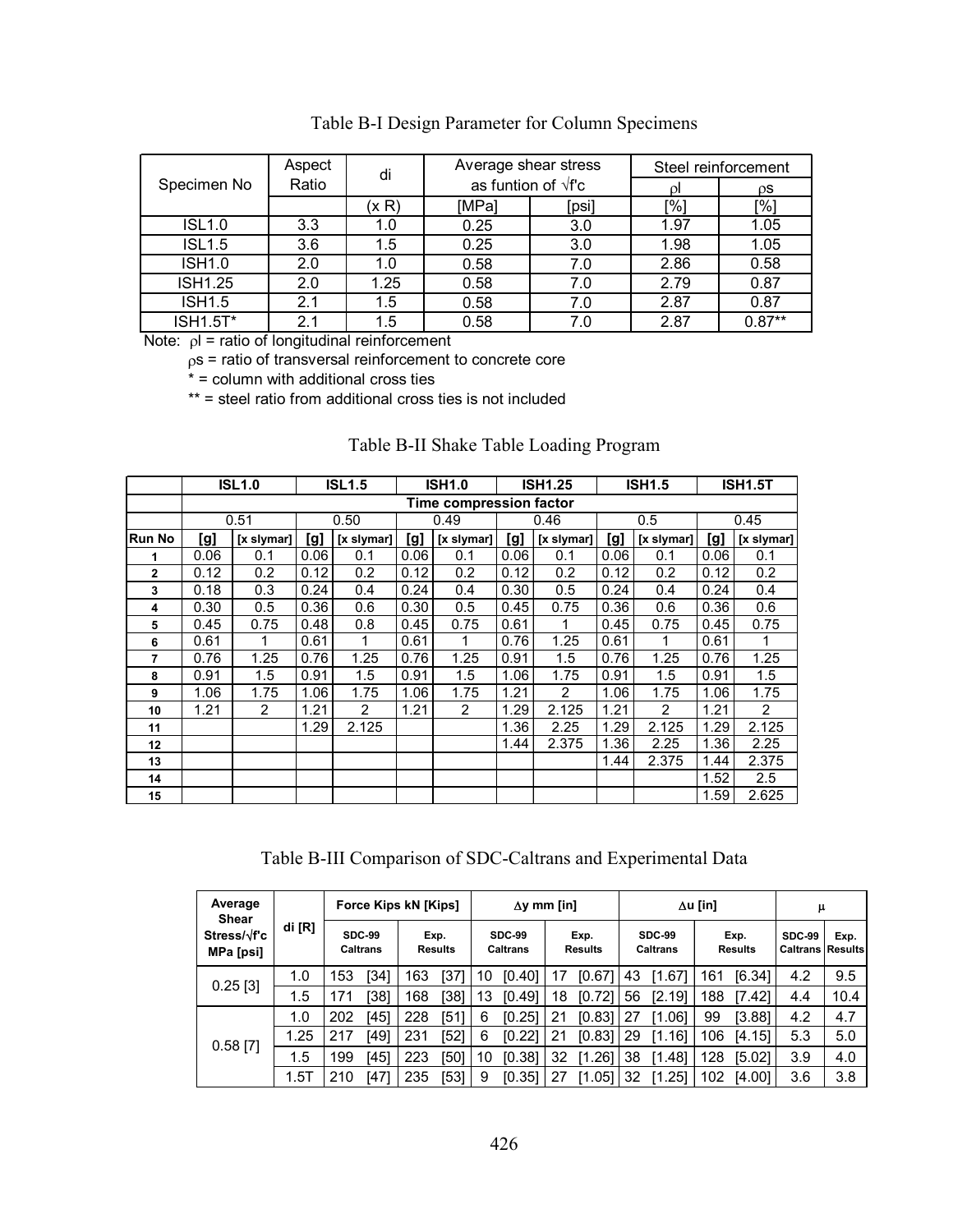Table B-I Design Parameter for Column Specimens

| Specimen No | Aspect Ratio | di | Average shear stress as funtion of $\sqrt{f'c}$ | | Steel reinforcement | |
|---|---|---|---|---|---|---|
| | | | | | $\rho l$ | $\rho s$ |
| | | (x R) | [MPa] | [psi] | [%] | [%] |
| ISL1.0 | 3.3 | 1.0 | 0.25 | 3.0 | 1.97 | 1.05 |
| ISL1.5 | 3.6 | 1.5 | 0.25 | 3.0 | 1.98 | 1.05 |
| ISH1.0 | 2.0 | 1.0 | 0.58 | 7.0 | 2.86 | 0.58 |
| ISH1.25 | 2.0 | 1.25 | 0.58 | 7.0 | 2.79 | 0.87 |
| ISH1.5 | 2.1 | 1.5 | 0.58 | 7.0 | 2.87 | 0.87 |
| ISH1.5T* | 2.1 | 1.5 | 0.58 | 7.0 | 2.87 | 0.87** |

Note: $\rho l$ = ratio of longitudinal reinforcement

$\rho s$ = ratio of transversal reinforcement to concrete core

* = column with additional cross ties

** = steel ratio from additional cross ties is not included

Table B-II Shake Table Loading Program

| | ISL1.0 | | ISL1.5 | | ISH1.0 | | ISH1.25 | | ISH1.5 | | ISH1.5T | |
|---|---|---|---|---|---|---|---|---|---|---|---|---|
| | Time compression factor | | | | | | | | | | | |
| | 0.51 | | 0.50 | | 0.49 | | 0.46 | | 0.5 | | 0.45 | |
| Run No | [g] | [x slymar] | [g] | [x slymar] | [g] | [x slymar] | [g] | [x slymar] | [g] | [x slymar] | [g] | [x slymar] |
| 1 | 0.06 | 0.1 | 0.06 | 0.1 | 0.06 | 0.1 | 0.06 | 0.1 | 0.06 | 0.1 | 0.06 | 0.1 |
| 2 | 0.12 | 0.2 | 0.12 | 0.2 | 0.12 | 0.2 | 0.12 | 0.2 | 0.12 | 0.2 | 0.12 | 0.2 |
| 3 | 0.18 | 0.3 | 0.24 | 0.4 | 0.24 | 0.4 | 0.30 | 0.5 | 0.24 | 0.4 | 0.24 | 0.4 |
| 4 | 0.30 | 0.5 | 0.36 | 0.6 | 0.30 | 0.5 | 0.45 | 0.75 | 0.36 | 0.6 | 0.36 | 0.6 |
| 5 | 0.45 | 0.75 | 0.48 | 0.8 | 0.45 | 0.75 | 0.61 | 1 | 0.45 | 0.75 | 0.45 | 0.75 |
| 6 | 0.61 | 1 | 0.61 | 1 | 0.61 | 1 | 0.76 | 1.25 | 0.61 | 1 | 0.61 | 1 |
| 7 | 0.76 | 1.25 | 0.76 | 1.25 | 0.76 | 1.25 | 0.91 | 1.5 | 0.76 | 1.25 | 0.76 | 1.25 |
| 8 | 0.91 | 1.5 | 0.91 | 1.5 | 0.91 | 1.5 | 1.06 | 1.75 | 0.91 | 1.5 | 0.91 | 1.5 |
| 9 | 1.06 | 1.75 | 1.06 | 1.75 | 1.06 | 1.75 | 1.21 | 2 | 1.06 | 1.75 | 1.06 | 1.75 |
| 10 | 1.21 | 2 | 1.21 | 2 | 1.21 | 2 | 1.29 | 2.125 | 1.21 | 2 | 1.21 | 2 |
| 11 | | | 1.29 | 2.125 | | | 1.36 | 2.25 | 1.29 | 2.125 | 1.29 | 2.125 |
| 12 | | | | | | | 1.44 | 2.375 | 1.36 | 2.25 | 1.36 | 2.25 |
| 13 | | | | | | | | | 1.44 | 2.375 | 1.44 | 2.375 |
| 14 | | | | | | | | | | | 1.52 | 2.5 |
| 15 | | | | | | | | | | | 1.59 | 2.625 |

Table B-III Comparison of SDC-Caltrans and Experimental Data

| Average Shear Stress/$\sqrt{f'c}$ MPa [psi] | di [R] | Force Kips kN [Kips] | | $\Delta y$ mm [in] | | $\Delta u$ [in] | | $\mu$ | |
|---|---|---|---|---|---|---|---|---|---|
| | | SDC-99 Caltrans | Exp. Results | SDC-99 Caltrans | Exp. Results | SDC-99 Caltrans | Exp. Results | SDC-99 Caltrans | Exp. Results |
| 0.25 [3] | 1.0 | 153 [34] | 163 [37] | 10 [0.40] | 17 [0.67] | 43 [1.67] | 161 [6.34] | 4.2 | 9.5 |
| | 1.5 | 171 [38] | 168 [38] | 13 [0.49] | 18 [0.72] | 56 [2.19] | 188 [7.42] | 4.4 | 10.4 |
| 0.58 [7] | 1.0 | 202 [45] | 228 [51] | 6 [0.25] | 21 [0.83] | 27 [1.06] | 99 [3.88] | 4.2 | 4.7 |
| | 1.25 | 217 [49] | 231 [52] | 6 [0.22] | 21 [0.83] | 29 [1.16] | 106 [4.15] | 5.3 | 5.0 |
| | 1.5 | 199 [45] | 223 [50] | 10 [0.38] | 32 [1.26] | 38 [1.48] | 128 [5.02] | 3.9 | 4.0 |
| | 1.5T | 210 [47] | 235 [53] | 9 [0.35] | 27 [1.05] | 32 [1.25] | 102 [4.00] | 3.6 | 3.8 |